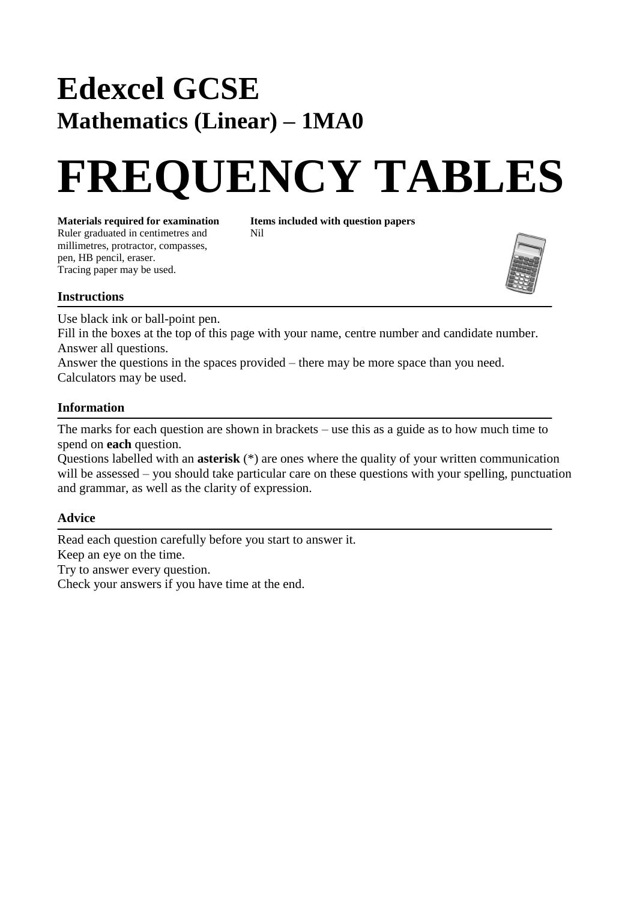# Edexcel GCSE

## Mathematics (Linear) – 1MA0

# FREQUENCY TABLES

**Materials required for examination**
Ruler graduated in centimetres and millimetres, protractor, compasses, pen, HB pencil, eraser.
Tracing paper may be used.

**Items included with question papers**
Nil

### Instructions

Use black ink or ball-point pen.
Fill in the boxes at the top of this page with your name, centre number and candidate number.
Answer all questions.
Answer the questions in the spaces provided – there may be more space than you need.
Calculators may be used.

### Information

The marks for each question are shown in brackets – use this as a guide as to how much time to spend on **each** question.
Questions labelled with an **asterisk** (*) are ones where the quality of your written communication will be assessed – you should take particular care on these questions with your spelling, punctuation and grammar, as well as the clarity of expression.

### Advice

Read each question carefully before you start to answer it.
Keep an eye on the time.
Try to answer every question.
Check your answers if you have time at the end.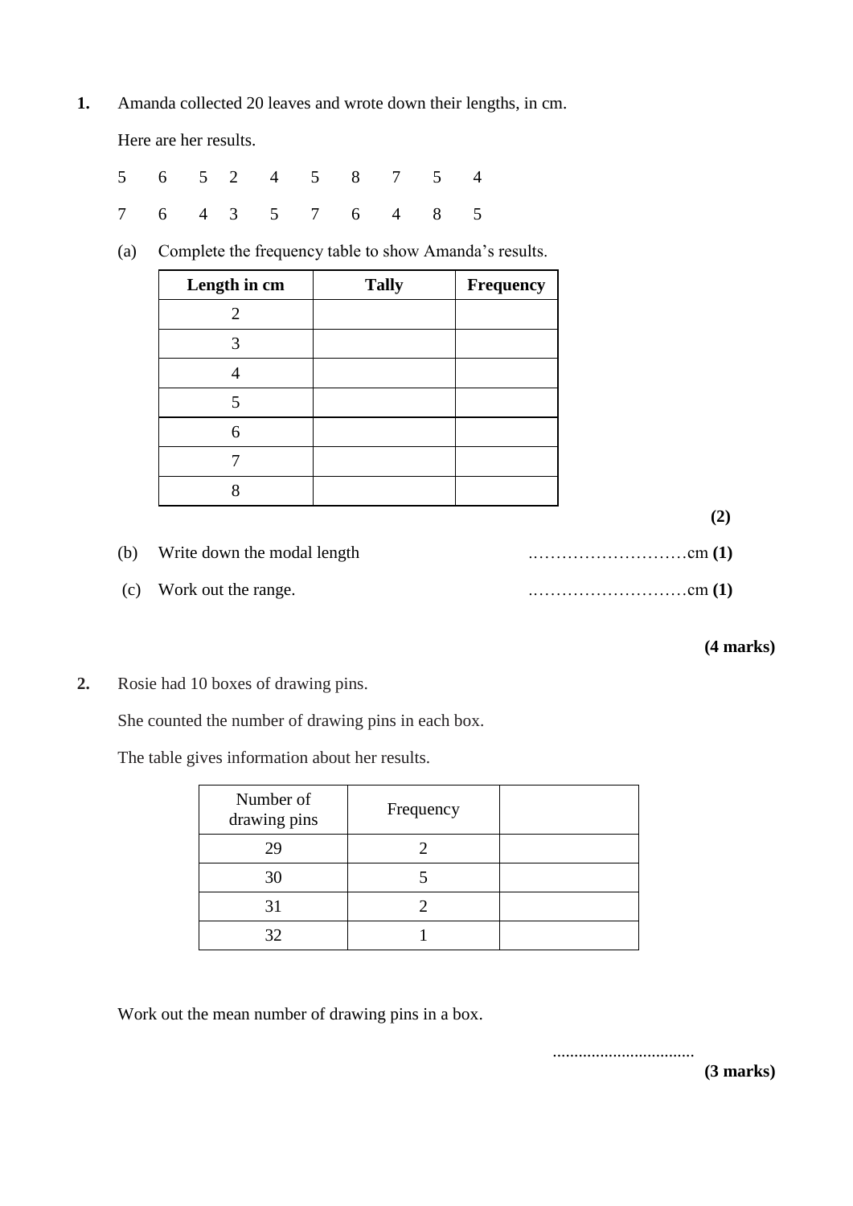**1.** Amanda collected 20 leaves and wrote down their lengths, in cm.

Here are her results.

5 6 5 2 4 5 8 7 5 4

7 6 4 3 5 7 6 4 8 5

(a) Complete the frequency table to show Amanda's results.

| Length in cm | Tally | Frequency |
|---|---|---|
| 2 | | |
| 3 | | |
| 4 | | |
| 5 | | |
| 6 | | |
| 7 | | |
| 8 | | |

**(2)**

(b) Write down the modal length ..........................cm **(1)**

(c) Work out the range. ..........................cm **(1)**

**(4 marks)**

**2.** Rosie had 10 boxes of drawing pins.

She counted the number of drawing pins in each box.

The table gives information about her results.

| Number of drawing pins | Frequency | |
|---|---|---|
| 29 | 2 | |
| 30 | 5 | |
| 31 | 2 | |
| 32 | 1 | |

Work out the mean number of drawing pins in a box.

.................................

**(3 marks)**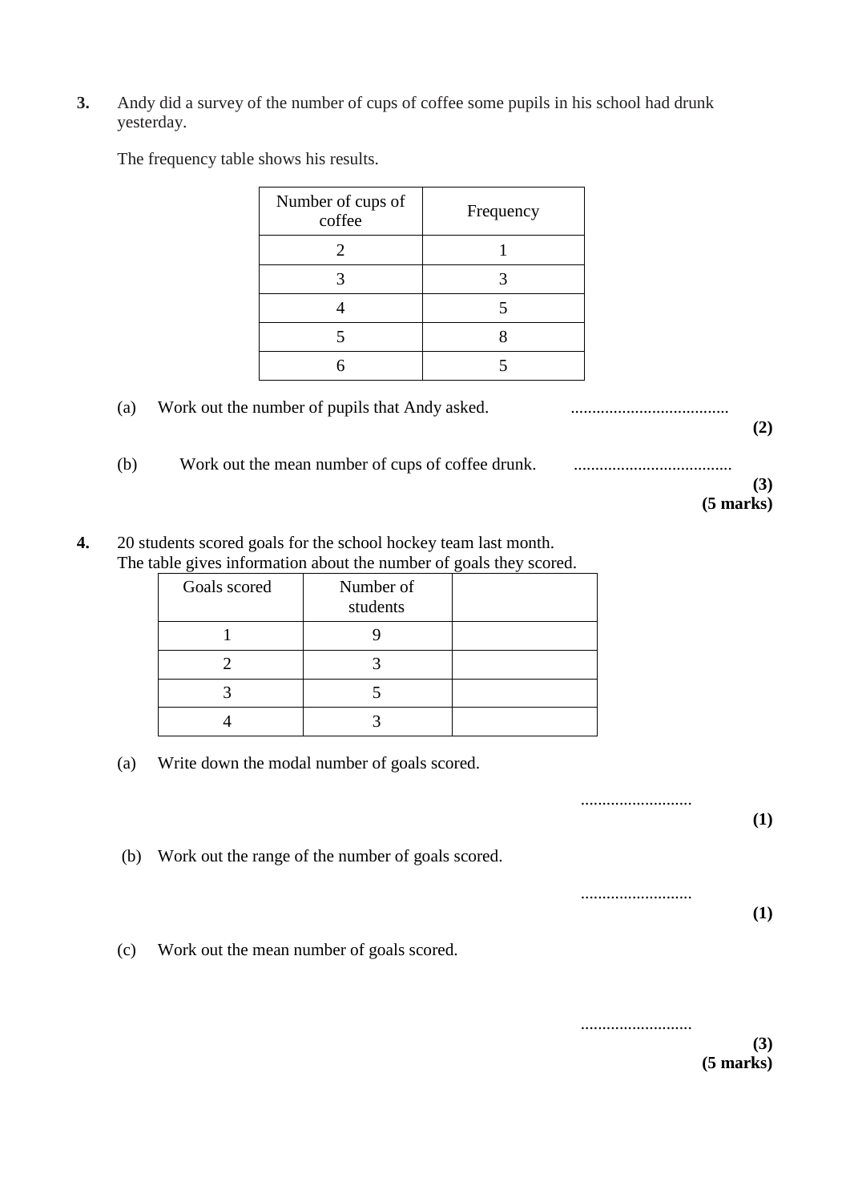**3.** Andy did a survey of the number of cups of coffee some pupils in his school had drunk yesterday.

The frequency table shows his results.

| Number of cups of coffee | Frequency |
|---|---|
| 2 | 1 |
| 3 | 3 |
| 4 | 5 |
| 5 | 8 |
| 6 | 5 |

(a) Work out the number of pupils that Andy asked. .....................................

**(2)**

(b) Work out the mean number of cups of coffee drunk. .....................................

**(3)**
**(5 marks)**

**4.** 20 students scored goals for the school hockey team last month.
The table gives information about the number of goals they scored.

| Goals scored | Number of students | |
|---|---|---|
| 1 | 9 | |
| 2 | 3 | |
| 3 | 5 | |
| 4 | 3 | |

(a) Write down the modal number of goals scored.

..........................

**(1)**

(b) Work out the range of the number of goals scored.

..........................

**(1)**

(c) Work out the mean number of goals scored.

..........................

**(3)**
**(5 marks)**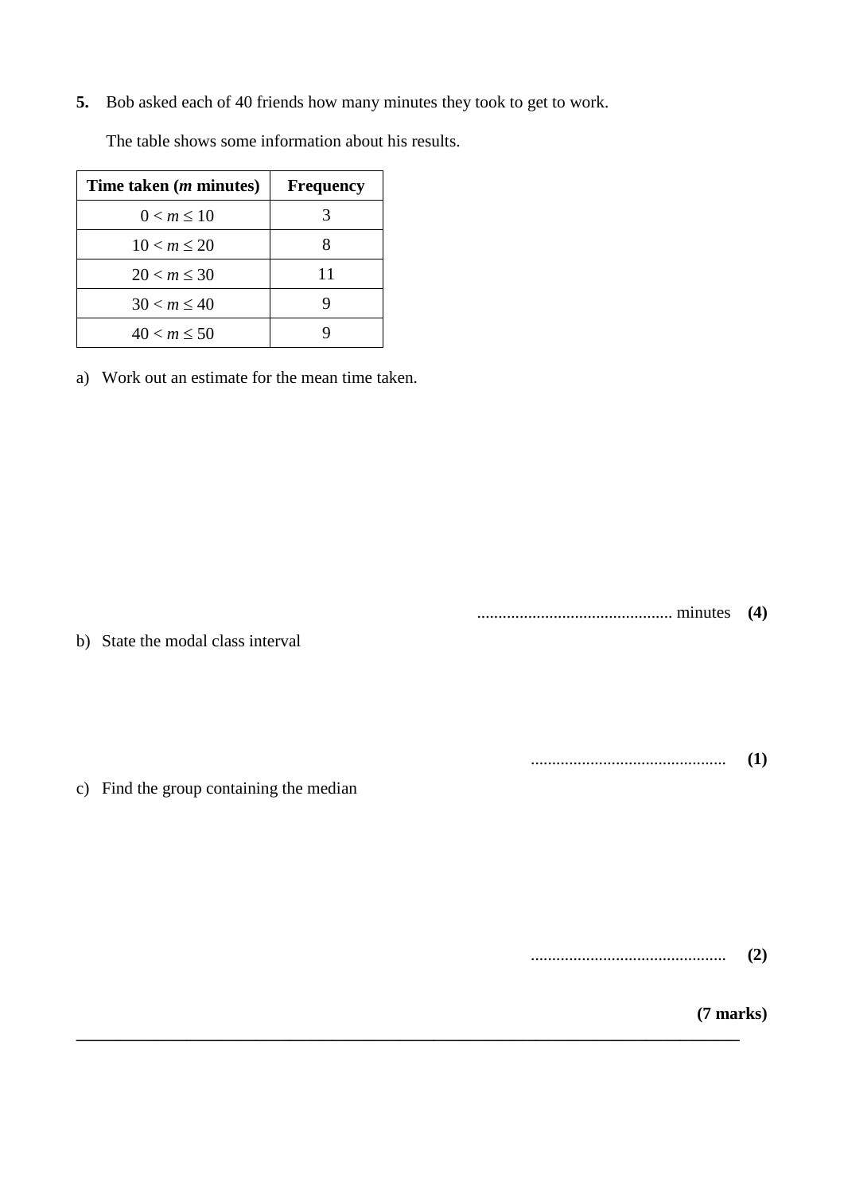**5.** Bob asked each of 40 friends how many minutes they took to get to work.

The table shows some information about his results.

| **Time taken (*m* minutes)** | **Frequency** |
|---|---|
| $0 < m \leq 10$ | 3 |
| $10 < m \leq 20$ | 8 |
| $20 < m \leq 30$ | 11 |
| $30 < m \leq 40$ | 9 |
| $40 < m \leq 50$ | 9 |

a) Work out an estimate for the mean time taken.

.............................................. minutes **(4)**

b) State the modal class interval

.............................................. **(1)**

c) Find the group containing the median

.............................................. **(2)**

**(7 marks)**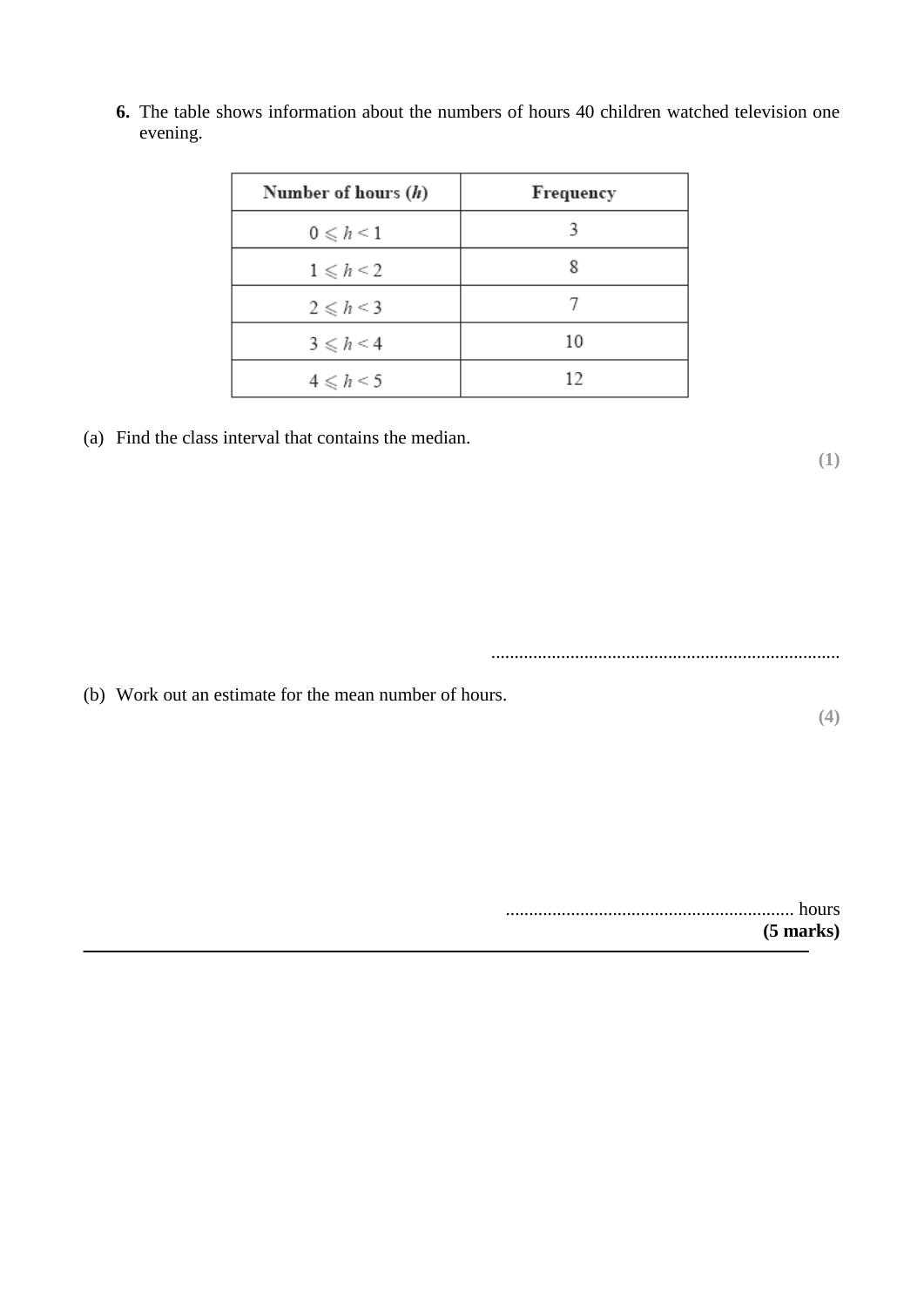**6.** The table shows information about the numbers of hours 40 children watched television one evening.

| Number of hours ($h$) | Frequency |
|---|---|
| $0 \leqslant h < 1$ | 3 |
| $1 \leqslant h < 2$ | 8 |
| $2 \leqslant h < 3$ | 7 |
| $3 \leqslant h < 4$ | 10 |
| $4 \leqslant h < 5$ | 12 |

(a) Find the class interval that contains the median.

**(1)**

..........................................................................

(b) Work out an estimate for the mean number of hours.

**(4)**

.............................................................. hours

**(5 marks)**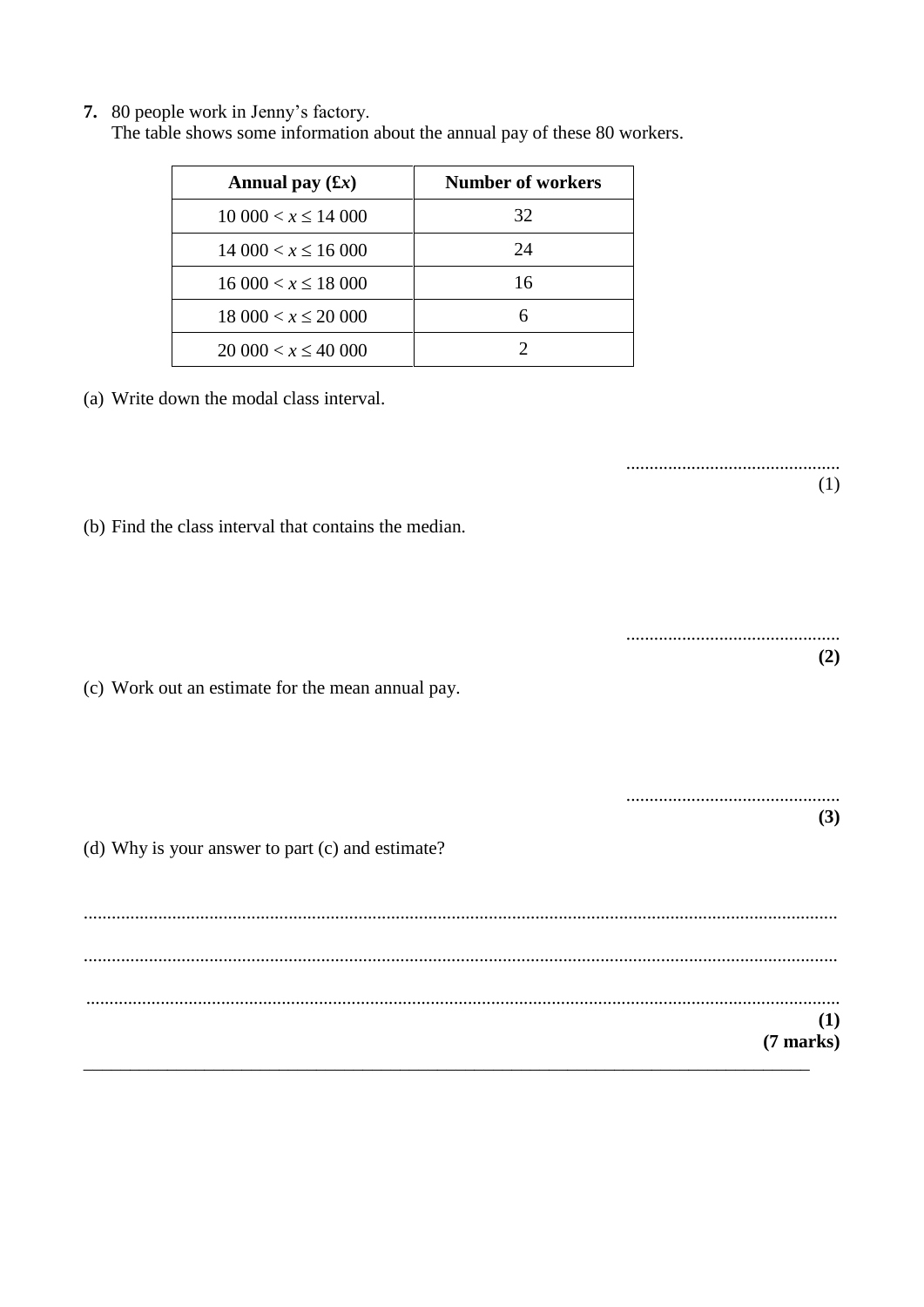**7.** 80 people work in Jenny's factory.
The table shows some information about the annual pay of these 80 workers.

| Annual pay (£$x$) | Number of workers |
|---|---|
| $10\ 000 < x \leq 14\ 000$ | 32 |
| $14\ 000 < x \leq 16\ 000$ | 24 |
| $16\ 000 < x \leq 18\ 000$ | 16 |
| $18\ 000 < x \leq 20\ 000$ | 6 |
| $20\ 000 < x \leq 40\ 000$ | 2 |

(a) Write down the modal class interval.

..............................................
(1)

(b) Find the class interval that contains the median.

..............................................
**(2)**

(c) Work out an estimate for the mean annual pay.

..............................................
**(3)**

(d) Why is your answer to part (c) and estimate?

...............................................................................................................................................

...............................................................................................................................................

...............................................................................................................................................
**(1)**
**(7 marks)**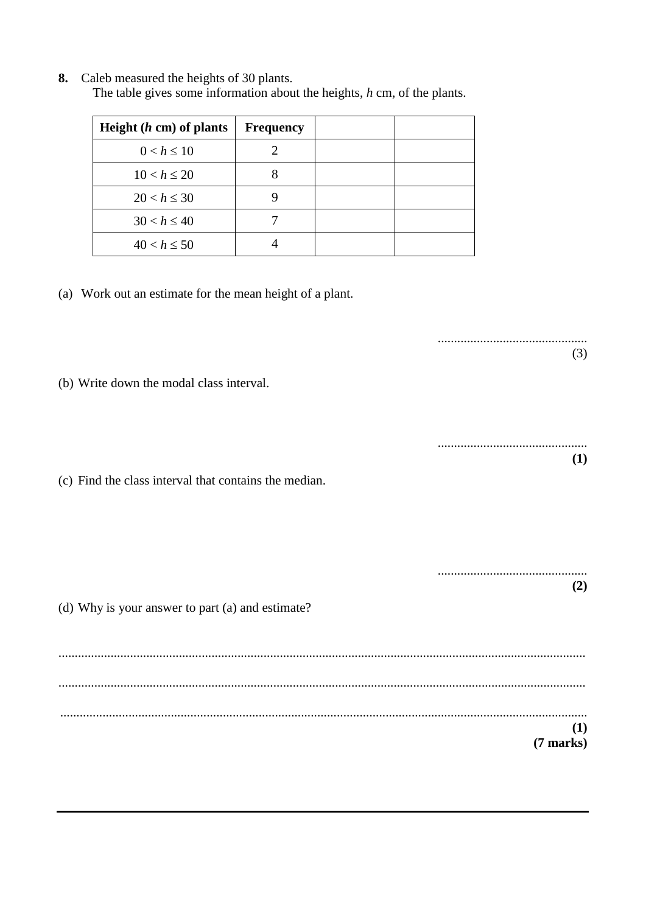**8.** Caleb measured the heights of 30 plants.
The table gives some information about the heights, $h$ cm, of the plants.

| Height ($h$ cm) of plants | Frequency | | |
|---|---|---|---|
| $0 < h \leq 10$ | 2 | | |
| $10 < h \leq 20$ | 8 | | |
| $20 < h \leq 30$ | 9 | | |
| $30 < h \leq 40$ | 7 | | |
| $40 < h \leq 50$ | 4 | | |

(a) Work out an estimate for the mean height of a plant.

.............................................
(3)

(b) Write down the modal class interval.

.............................................
**(1)**

(c) Find the class interval that contains the median.

.............................................
**(2)**

(d) Why is your answer to part (a) and estimate?

...............................................................................................................................................

...............................................................................................................................................

...............................................................................................................................................
**(1)**
**(7 marks)**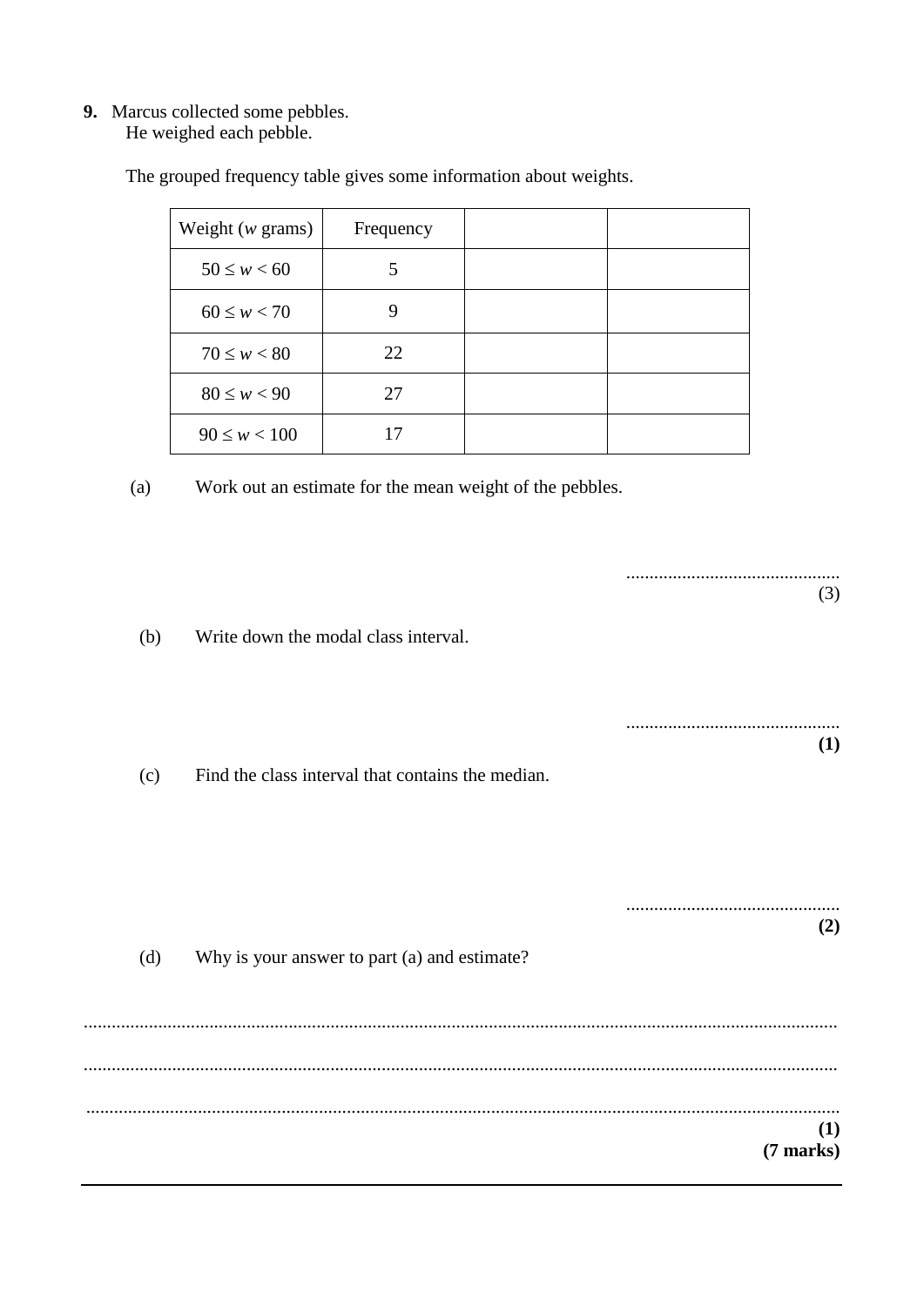**9.** Marcus collected some pebbles.
He weighed each pebble.

The grouped frequency table gives some information about weights.

| Weight ($w$ grams) | Frequency | | |
|---|---|---|---|
| $50 \leq w < 60$ | 5 | | |
| $60 \leq w < 70$ | 9 | | |
| $70 \leq w < 80$ | 22 | | |
| $80 \leq w < 90$ | 27 | | |
| $90 \leq w < 100$ | 17 | | |

(a) Work out an estimate for the mean weight of the pebbles.

..............................................
(3)

(b) Write down the modal class interval.

..............................................
**(1)**

(c) Find the class interval that contains the median.

..............................................
**(2)**

(d) Why is your answer to part (a) and estimate?

..............................................................................................................................................

..............................................................................................................................................

..............................................................................................................................................
**(1)**
**(7 marks)**